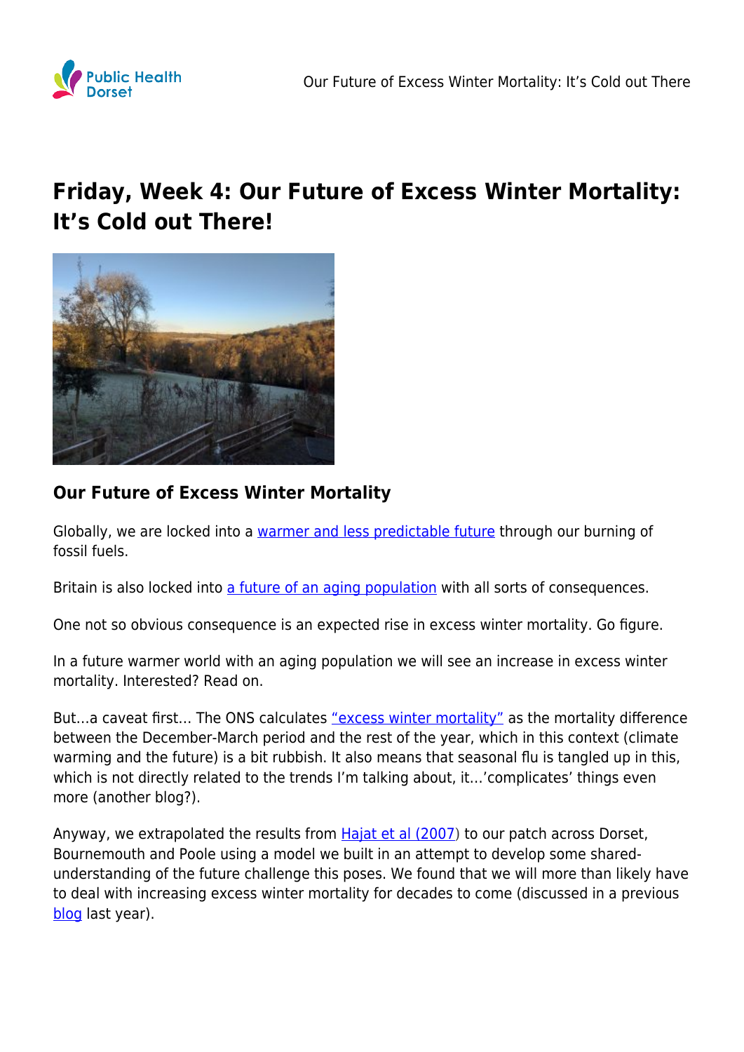# Friday, Week 4: Our Future of Excess Winter Mortality: It's Cold out There!

## Our Future of Excess Winter Mortality

Globally, we are locked into a warmer and less predictable future through our burning of fossil fuels.

Britain is also locked into a future of an aging population with all sorts of consequences.

One not so obvious consequence is an expected rise in excess winter mortality. Go figure.

In a future warmer world with an aging population we will see an increase in excess winter mortality. Interested? Read on.

But…a caveat first… The ONS calculates "excess winter mortality" as the mortality difference between the December-March period and the rest of the year, which in this context (climate warming and the future) is a bit rubbish. It also means that seasonal flu is tangled up in this, which is not directly related to the trends I'm talking about, it…'complicates' things even more (another blog?).

Anyway, we extrapolated the results from Hajat et al (2007) to our patch across Dorset, Bournemouth and Poole using a model we built in an attempt to develop some shared-understanding of the future challenge this poses. We found that we will more than likely have to deal with increasing excess winter mortality for decades to come (discussed in a previous blog last year).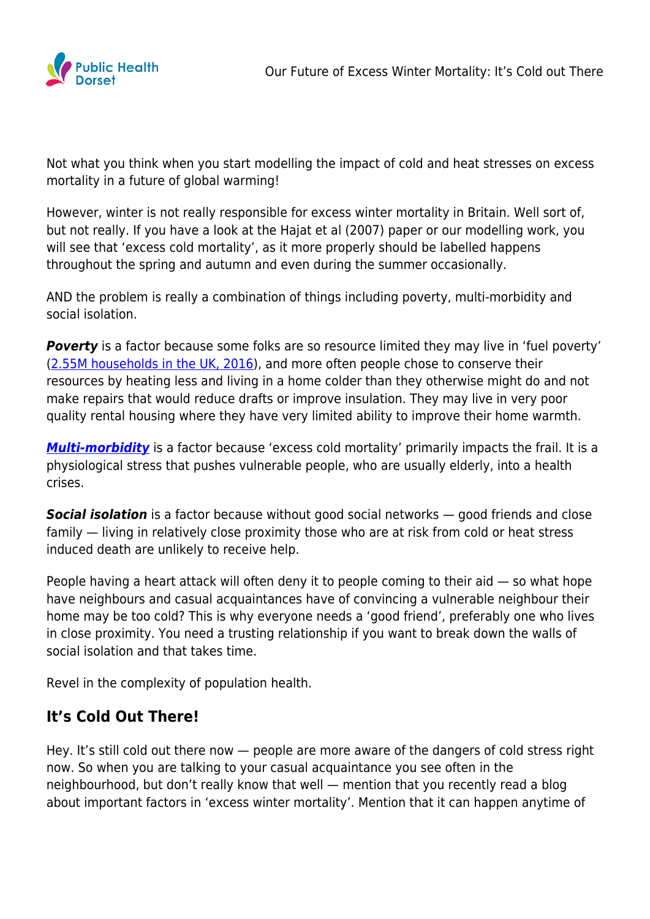Not what you think when you start modelling the impact of cold and heat stresses on excess mortality in a future of global warming!

However, winter is not really responsible for excess winter mortality in Britain. Well sort of, but not really. If you have a look at the Hajat et al (2007) paper or our modelling work, you will see that 'excess cold mortality', as it more properly should be labelled happens throughout the spring and autumn and even during the summer occasionally.

AND the problem is really a combination of things including poverty, multi-morbidity and social isolation.

***Poverty*** is a factor because some folks are so resource limited they may live in 'fuel poverty' (2.55M households in the UK, 2016), and more often people chose to conserve their resources by heating less and living in a home colder than they otherwise might do and not make repairs that would reduce drafts or improve insulation. They may live in very poor quality rental housing where they have very limited ability to improve their home warmth.

***Multi-morbidity*** is a factor because 'excess cold mortality' primarily impacts the frail. It is a physiological stress that pushes vulnerable people, who are usually elderly, into a health crises.

***Social isolation*** is a factor because without good social networks — good friends and close family — living in relatively close proximity those who are at risk from cold or heat stress induced death are unlikely to receive help.

People having a heart attack will often deny it to people coming to their aid — so what hope have neighbours and casual acquaintances have of convincing a vulnerable neighbour their home may be too cold? This is why everyone needs a 'good friend', preferably one who lives in close proximity. You need a trusting relationship if you want to break down the walls of social isolation and that takes time.

Revel in the complexity of population health.

## It's Cold Out There!

Hey. It's still cold out there now — people are more aware of the dangers of cold stress right now. So when you are talking to your casual acquaintance you see often in the neighbourhood, but don't really know that well — mention that you recently read a blog about important factors in 'excess winter mortality'. Mention that it can happen anytime of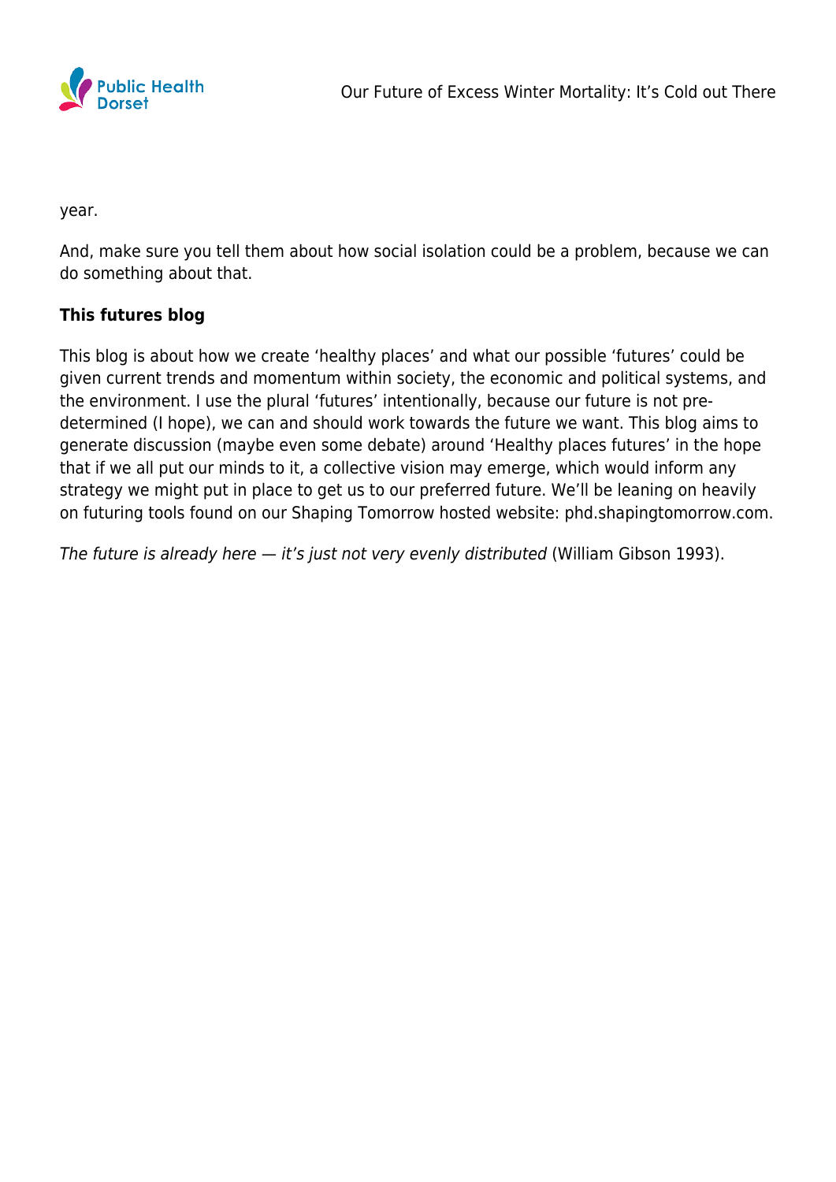year.

And, make sure you tell them about how social isolation could be a problem, because we can do something about that.

**This futures blog**

This blog is about how we create 'healthy places' and what our possible 'futures' could be given current trends and momentum within society, the economic and political systems, and the environment. I use the plural 'futures' intentionally, because our future is not pre-determined (I hope), we can and should work towards the future we want. This blog aims to generate discussion (maybe even some debate) around 'Healthy places futures' in the hope that if we all put our minds to it, a collective vision may emerge, which would inform any strategy we might put in place to get us to our preferred future. We'll be leaning on heavily on futuring tools found on our Shaping Tomorrow hosted website: phd.shapingtomorrow.com.

*The future is already here — it's just not very evenly distributed* (William Gibson 1993).